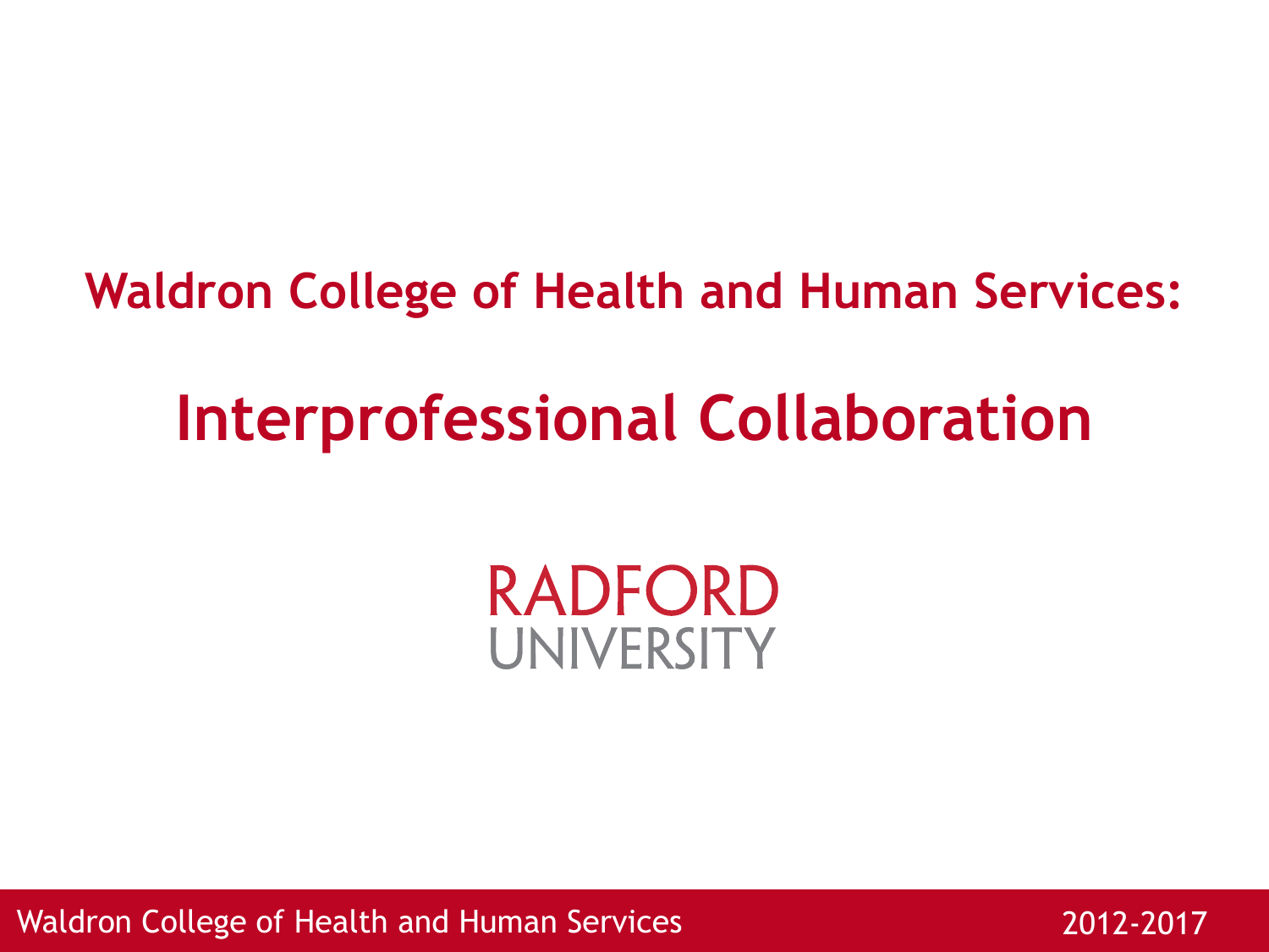# Waldron College of Health and Human Services:

# Interprofessional Collaboration

RADFORD
UNIVERSITY

Waldron College of Health and Human Services 2012-2017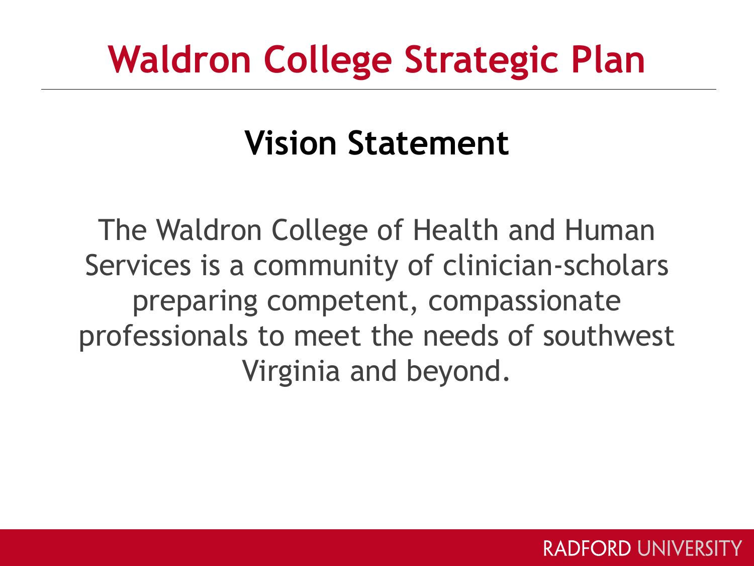# Waldron College Strategic Plan

## Vision Statement

The Waldron College of Health and Human Services is a community of clinician-scholars preparing competent, compassionate professionals to meet the needs of southwest Virginia and beyond.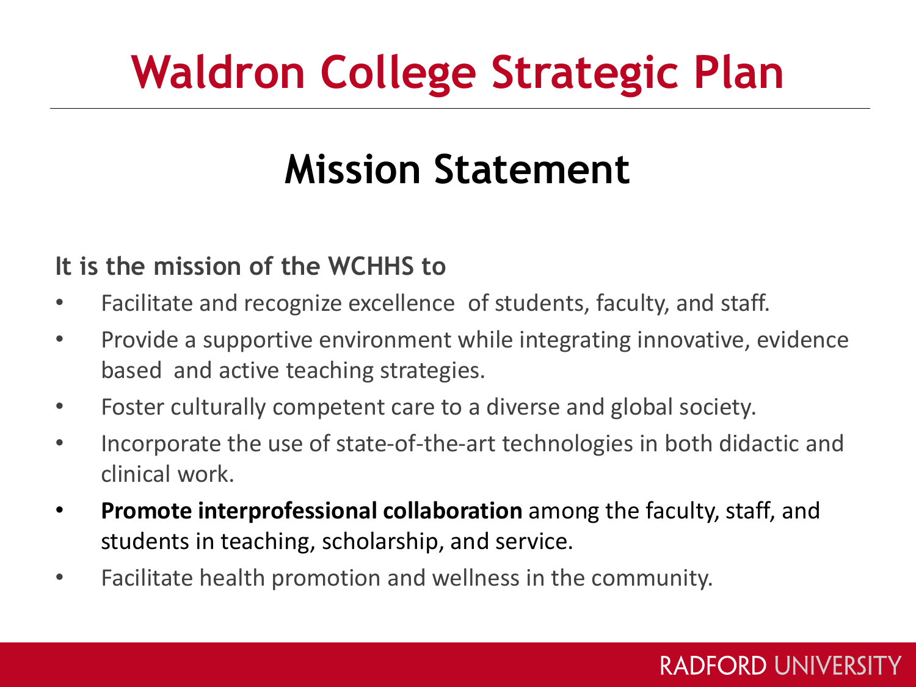# Waldron College Strategic Plan

## Mission Statement

**It is the mission of the WCHHS to**

- Facilitate and recognize excellence of students, faculty, and staff.
- Provide a supportive environment while integrating innovative, evidence based and active teaching strategies.
- Foster culturally competent care to a diverse and global society.
- Incorporate the use of state-of-the-art technologies in both didactic and clinical work.
- **Promote interprofessional collaboration** among the faculty, staff, and students in teaching, scholarship, and service.
- Facilitate health promotion and wellness in the community.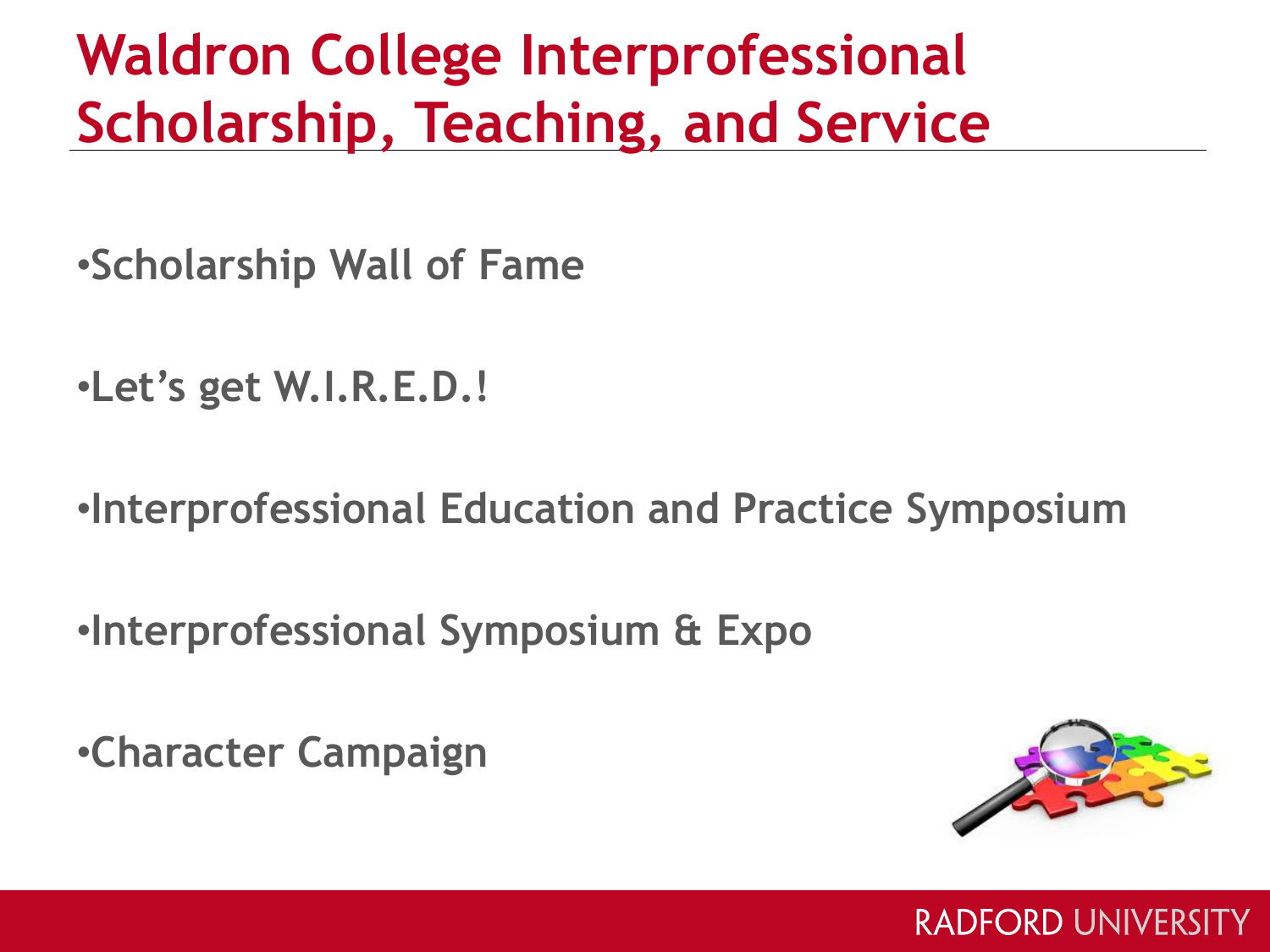# Waldron College Interprofessional Scholarship, Teaching, and Service

- Scholarship Wall of Fame
- Let’s get W.I.R.E.D.!
- Interprofessional Education and Practice Symposium
- Interprofessional Symposium & Expo
- Character Campaign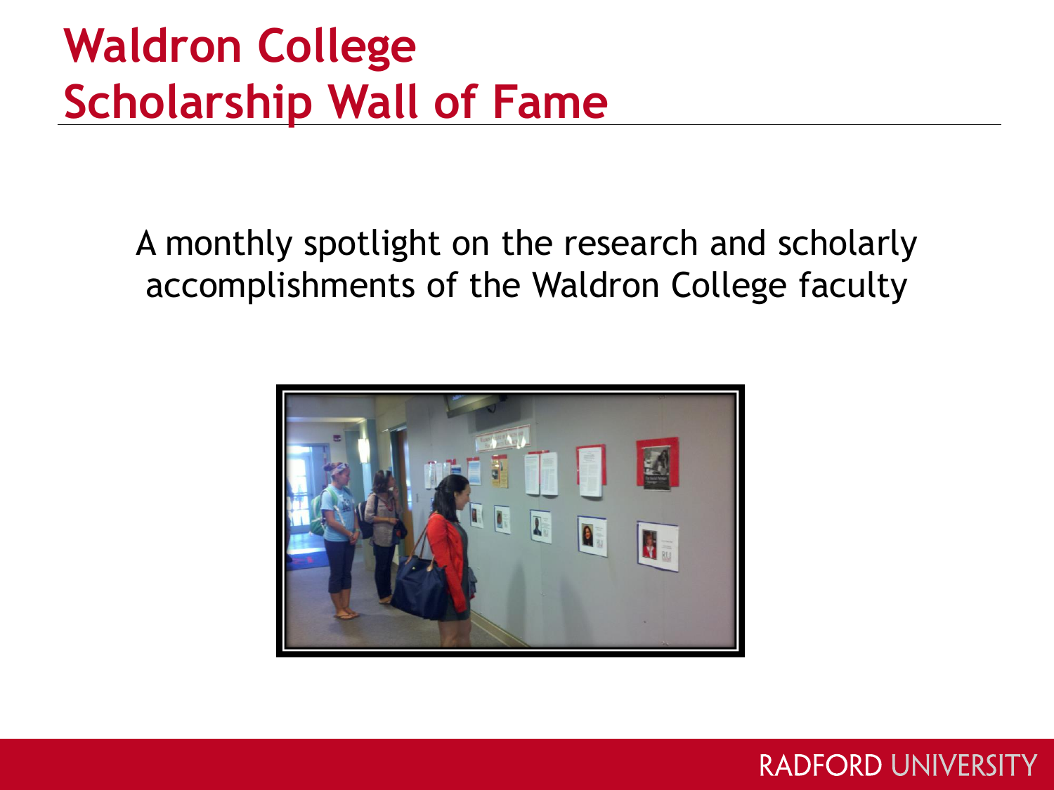# Waldron College Scholarship Wall of Fame

A monthly spotlight on the research and scholarly accomplishments of the Waldron College faculty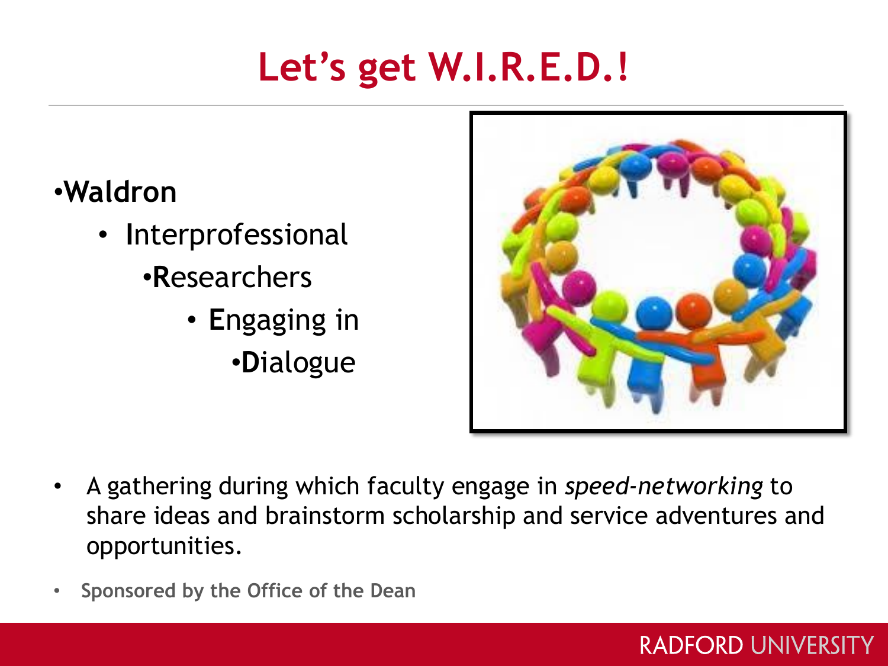# Let's get W.I.R.E.D.!

- **W**aldron
  - **I**nterprofessional
    - **R**esearchers
      - **E**ngaging in
        - **D**ialogue

- A gathering during which faculty engage in *speed-networking* to share ideas and brainstorm scholarship and service adventures and opportunities.
- **Sponsored by the Office of the Dean**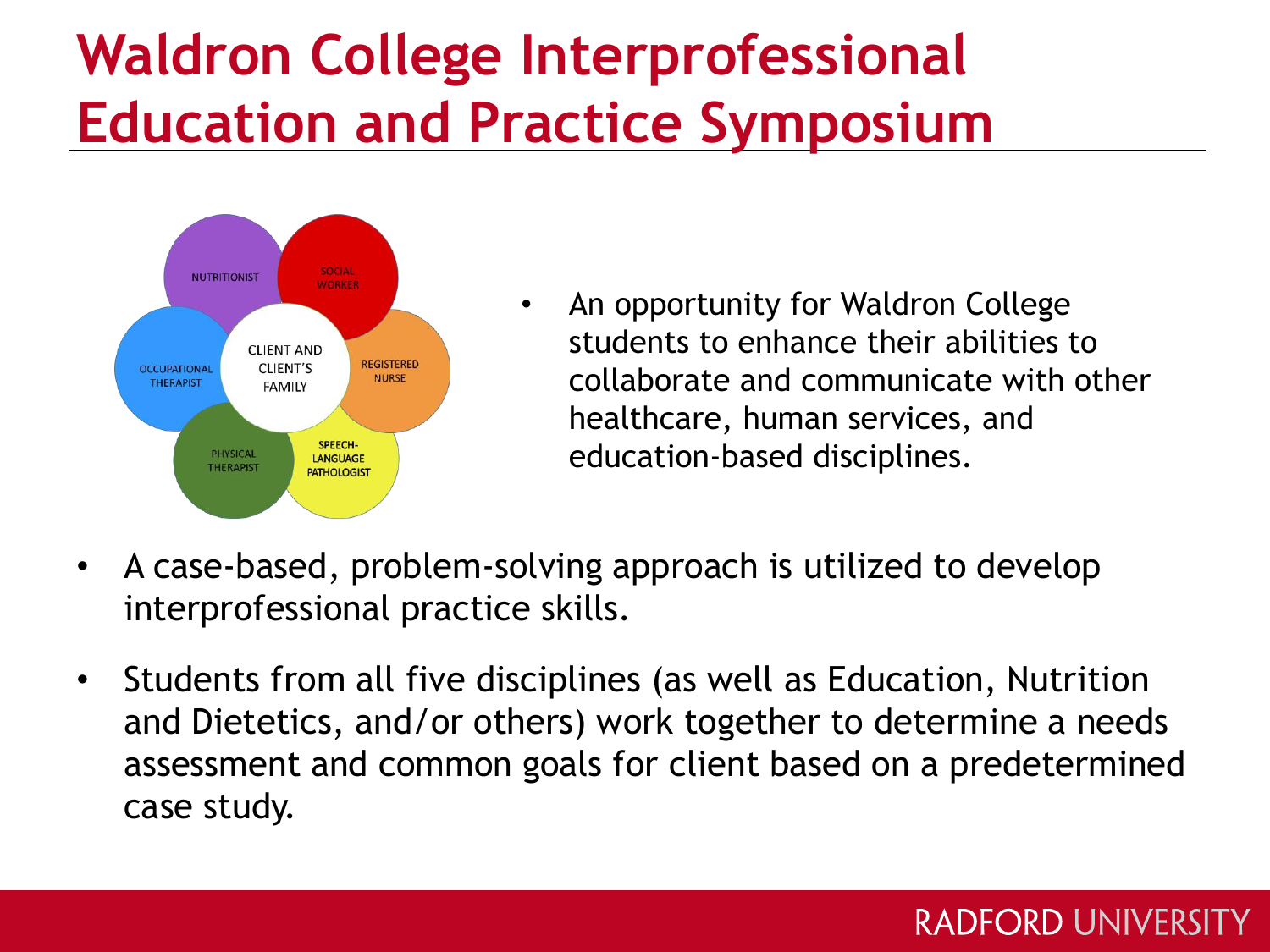# Waldron College Interprofessional Education and Practice Symposium

NUTRITIONIST

SOCIAL WORKER

OCCUPATIONAL THERAPIST

CLIENT AND CLIENT'S FAMILY

REGISTERED NURSE

PHYSICAL THERAPIST

SPEECH-LANGUAGE PATHOLOGIST

- An opportunity for Waldron College students to enhance their abilities to collaborate and communicate with other healthcare, human services, and education-based disciplines.

- A case-based, problem-solving approach is utilized to develop interprofessional practice skills.
- Students from all five disciplines (as well as Education, Nutrition and Dietetics, and/or others) work together to determine a needs assessment and common goals for client based on a predetermined case study.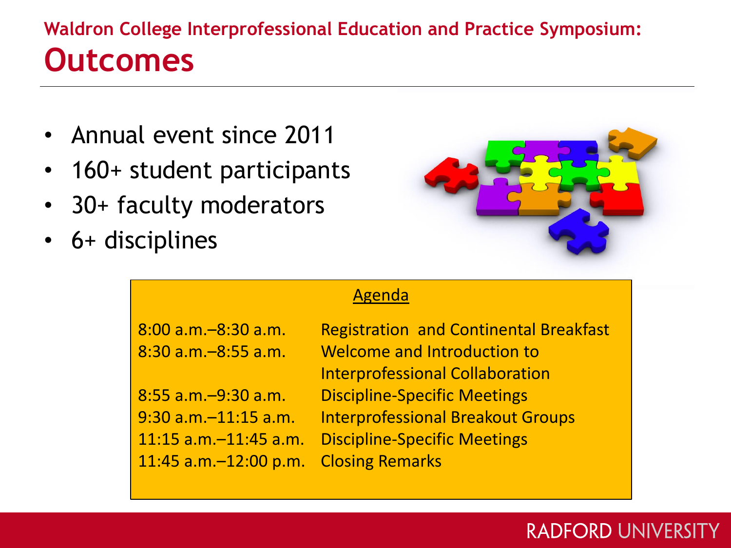## Waldron College Interprofessional Education and Practice Symposium:

# Outcomes

- Annual event since 2011
- 160+ student participants
- 30+ faculty moderators
- 6+ disciplines

<u>Agenda</u>

| | |
|---|---|
| 8:00 a.m.–8:30 a.m. | Registration and Continental Breakfast |
| 8:30 a.m.–8:55 a.m. | Welcome and Introduction to Interprofessional Collaboration |
| 8:55 a.m.–9:30 a.m. | Discipline-Specific Meetings |
| 9:30 a.m.–11:15 a.m. | Interprofessional Breakout Groups |
| 11:15 a.m.–11:45 a.m. | Discipline-Specific Meetings |
| 11:45 a.m.–12:00 p.m. | Closing Remarks |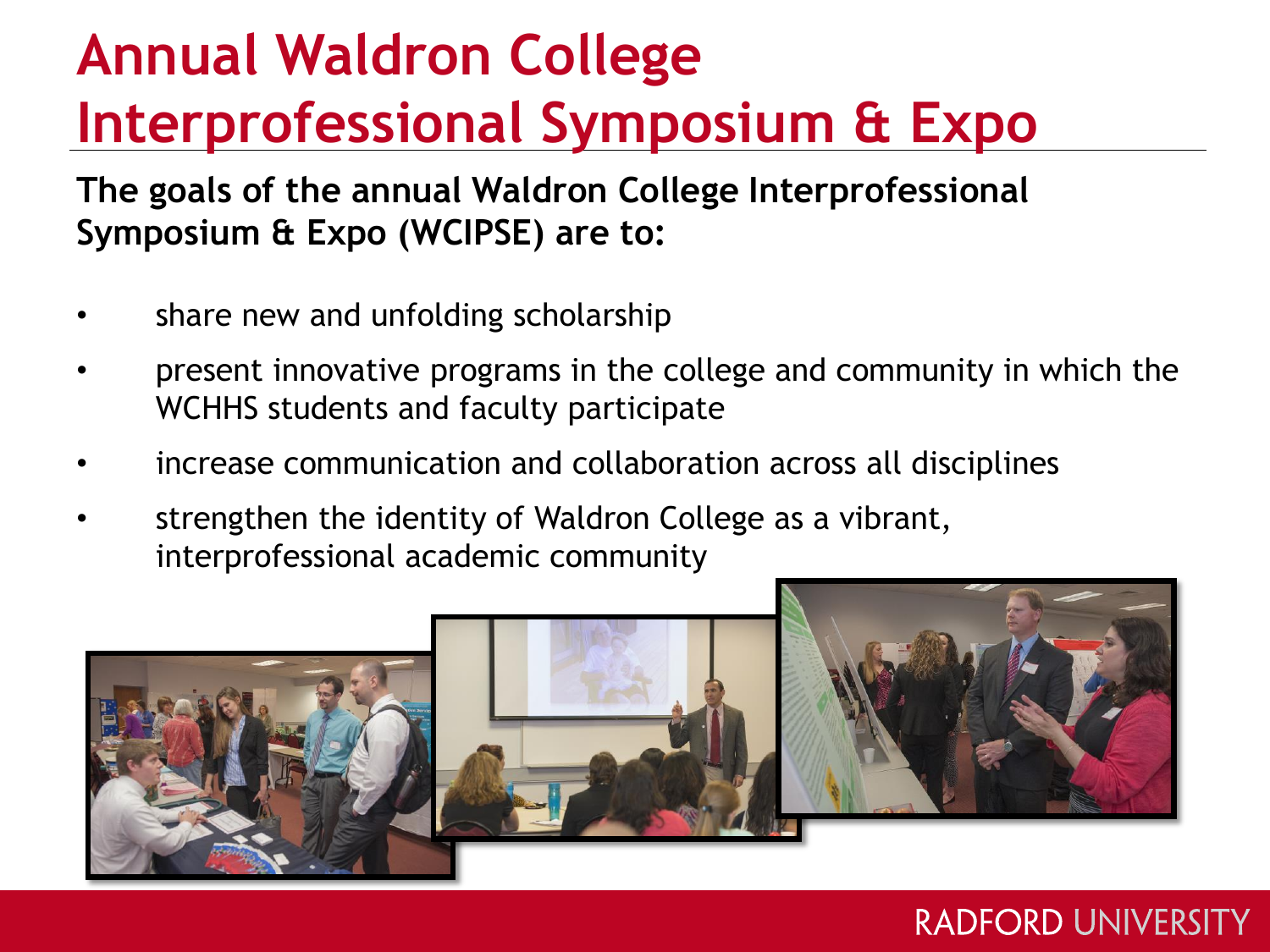# Annual Waldron College Interprofessional Symposium & Expo

**The goals of the annual Waldron College Interprofessional Symposium & Expo (WCIPSE) are to:**

- share new and unfolding scholarship
- present innovative programs in the college and community in which the WCHHS students and faculty participate
- increase communication and collaboration across all disciplines
- strengthen the identity of Waldron College as a vibrant, interprofessional academic community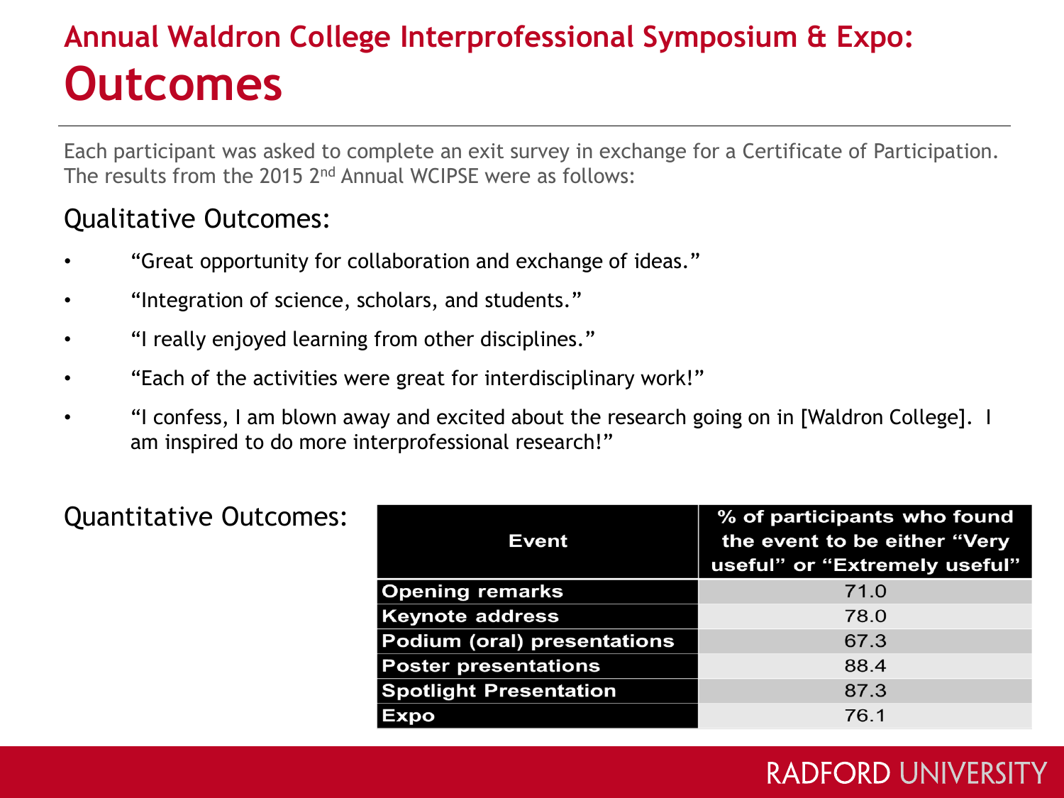# Annual Waldron College Interprofessional Symposium & Expo:

## Outcomes

Each participant was asked to complete an exit survey in exchange for a Certificate of Participation. The results from the 2015 2nd Annual WCIPSE were as follows:

### Qualitative Outcomes:

- “Great opportunity for collaboration and exchange of ideas.”
- “Integration of science, scholars, and students.”
- “I really enjoyed learning from other disciplines.”
- “Each of the activities were great for interdisciplinary work!”
- “I confess, I am blown away and excited about the research going on in [Waldron College]. I am inspired to do more interprofessional research!”

### Quantitative Outcomes:

| Event | % of participants who found the event to be either “Very useful” or “Extremely useful” |
|---|---|
| Opening remarks | 71.0 |
| Keynote address | 78.0 |
| Podium (oral) presentations | 67.3 |
| Poster presentations | 88.4 |
| Spotlight Presentation | 87.3 |
| Expo | 76.1 |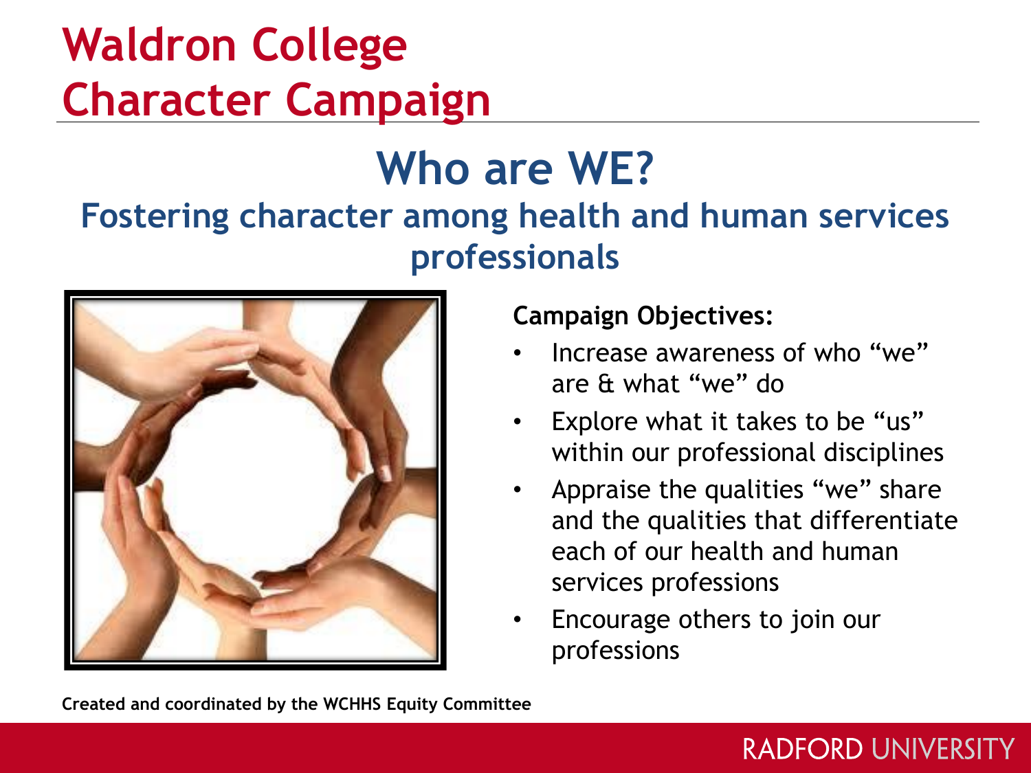# Waldron College Character Campaign

## Who are WE?

### Fostering character among health and human services professionals

**Campaign Objectives:**

- Increase awareness of who “we” are & what “we” do
- Explore what it takes to be “us” within our professional disciplines
- Appraise the qualities “we” share and the qualities that differentiate each of our health and human services professions
- Encourage others to join our professions

**Created and coordinated by the WCHHS Equity Committee**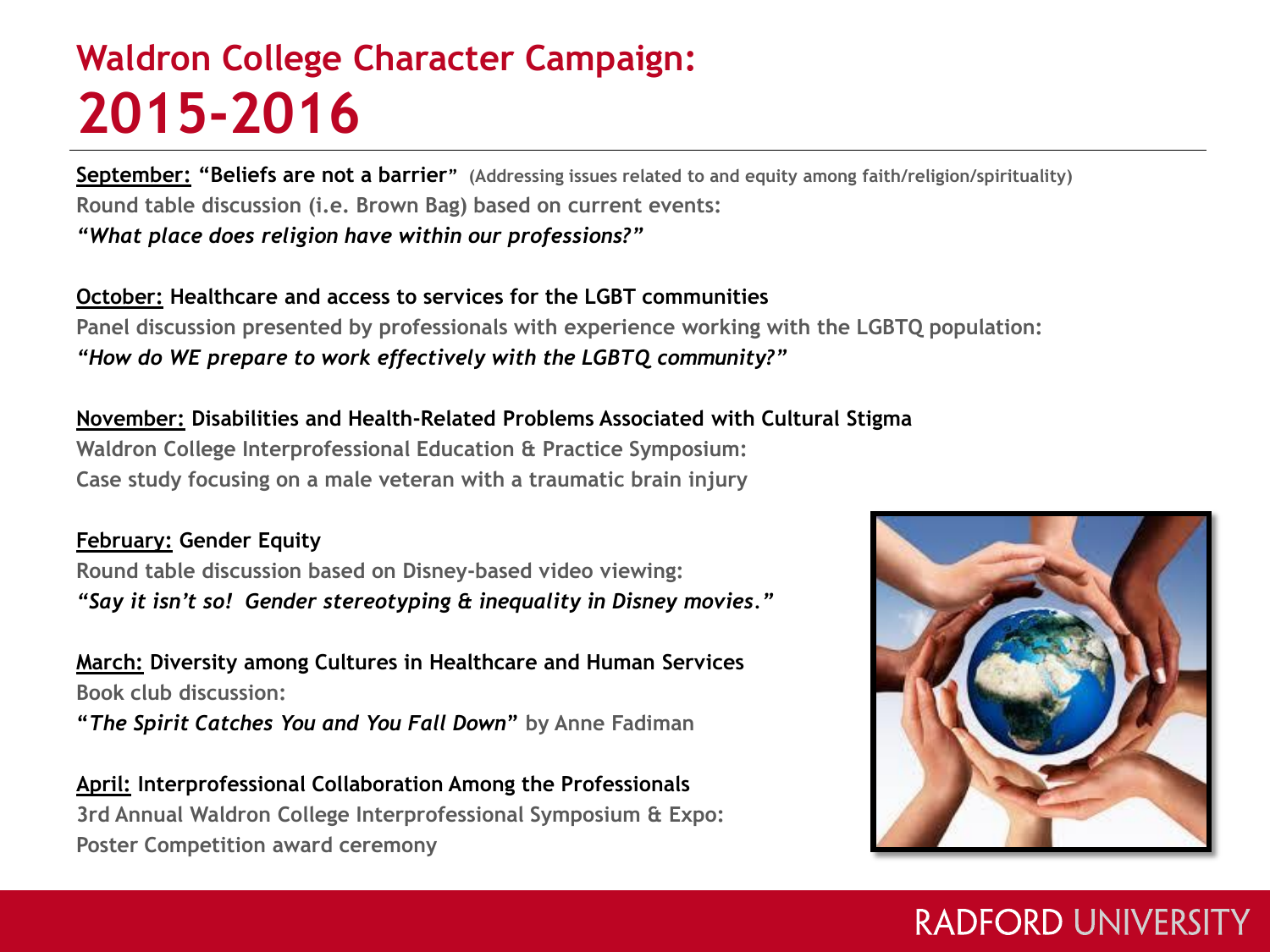# Waldron College Character Campaign: 2015-2016

**September:** **"Beliefs are not a barrier"** (Addressing issues related to and equity among faith/religion/spirituality)
Round table discussion (i.e. Brown Bag) based on current events:
*"What place does religion have within our professions?"*

**October:** **Healthcare and access to services for the LGBT communities**
Panel discussion presented by professionals with experience working with the LGBTQ population:
*"How do WE prepare to work effectively with the LGBTQ community?"*

**November:** **Disabilities and Health-Related Problems Associated with Cultural Stigma**
Waldron College Interprofessional Education & Practice Symposium:
Case study focusing on a male veteran with a traumatic brain injury

**February:** **Gender Equity**
Round table discussion based on Disney-based video viewing:
*"Say it isn't so! Gender stereotyping & inequality in Disney movies."*

**March:** **Diversity among Cultures in Healthcare and Human Services**
Book club discussion:
"*The Spirit Catches You and You Fall Down*" by Anne Fadiman

**April:** **Interprofessional Collaboration Among the Professionals**
3rd Annual Waldron College Interprofessional Symposium & Expo:
Poster Competition award ceremony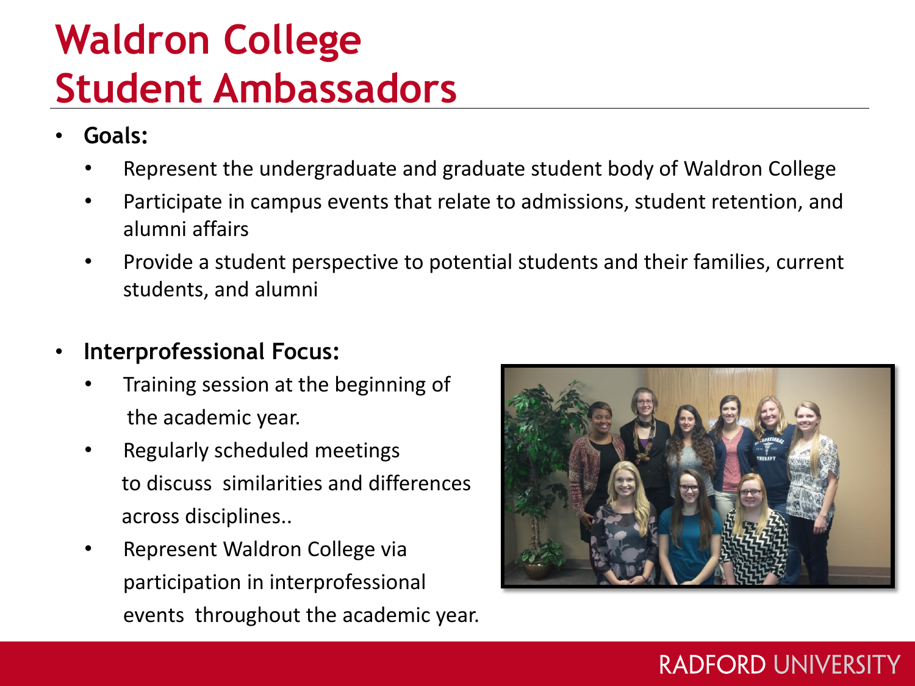# Waldron College Student Ambassadors

- **Goals:**
  - Represent the undergraduate and graduate student body of Waldron College
  - Participate in campus events that relate to admissions, student retention, and alumni affairs
  - Provide a student perspective to potential students and their families, current students, and alumni

- **Interprofessional Focus:**
  - Training session at the beginning of the academic year.
  - Regularly scheduled meetings to discuss similarities and differences across disciplines..
  - Represent Waldron College via participation in interprofessional events throughout the academic year.

RADFORD UNIVERSITY